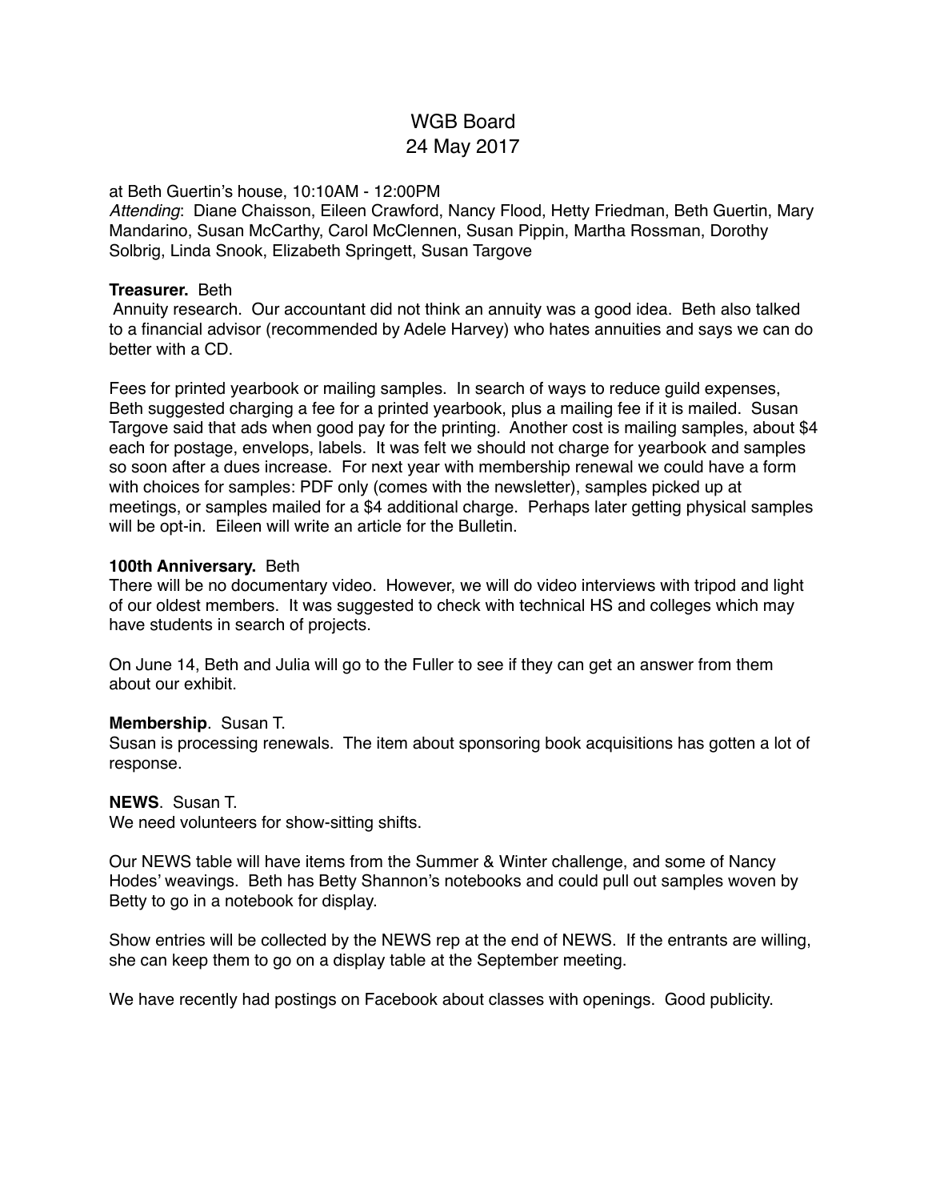# WGB Board
## 24 May 2017

at Beth Guertin's house, 10:10AM - 12:00PM
*Attending*: Diane Chaisson, Eileen Crawford, Nancy Flood, Hetty Friedman, Beth Guertin, Mary Mandarino, Susan McCarthy, Carol McClennen, Susan Pippin, Martha Rossman, Dorothy Solbrig, Linda Snook, Elizabeth Springett, Susan Targove

**Treasurer.** Beth
Annuity research. Our accountant did not think an annuity was a good idea. Beth also talked to a financial advisor (recommended by Adele Harvey) who hates annuities and says we can do better with a CD.

Fees for printed yearbook or mailing samples. In search of ways to reduce guild expenses, Beth suggested charging a fee for a printed yearbook, plus a mailing fee if it is mailed. Susan Targove said that ads when good pay for the printing. Another cost is mailing samples, about $4 each for postage, envelops, labels. It was felt we should not charge for yearbook and samples so soon after a dues increase. For next year with membership renewal we could have a form with choices for samples: PDF only (comes with the newsletter), samples picked up at meetings, or samples mailed for a $4 additional charge. Perhaps later getting physical samples will be opt-in. Eileen will write an article for the Bulletin.

**100th Anniversary.** Beth
There will be no documentary video. However, we will do video interviews with tripod and light of our oldest members. It was suggested to check with technical HS and colleges which may have students in search of projects.

On June 14, Beth and Julia will go to the Fuller to see if they can get an answer from them about our exhibit.

**Membership**. Susan T.
Susan is processing renewals. The item about sponsoring book acquisitions has gotten a lot of response.

**NEWS**. Susan T.
We need volunteers for show-sitting shifts.

Our NEWS table will have items from the Summer & Winter challenge, and some of Nancy Hodes' weavings. Beth has Betty Shannon's notebooks and could pull out samples woven by Betty to go in a notebook for display.

Show entries will be collected by the NEWS rep at the end of NEWS. If the entrants are willing, she can keep them to go on a display table at the September meeting.

We have recently had postings on Facebook about classes with openings. Good publicity.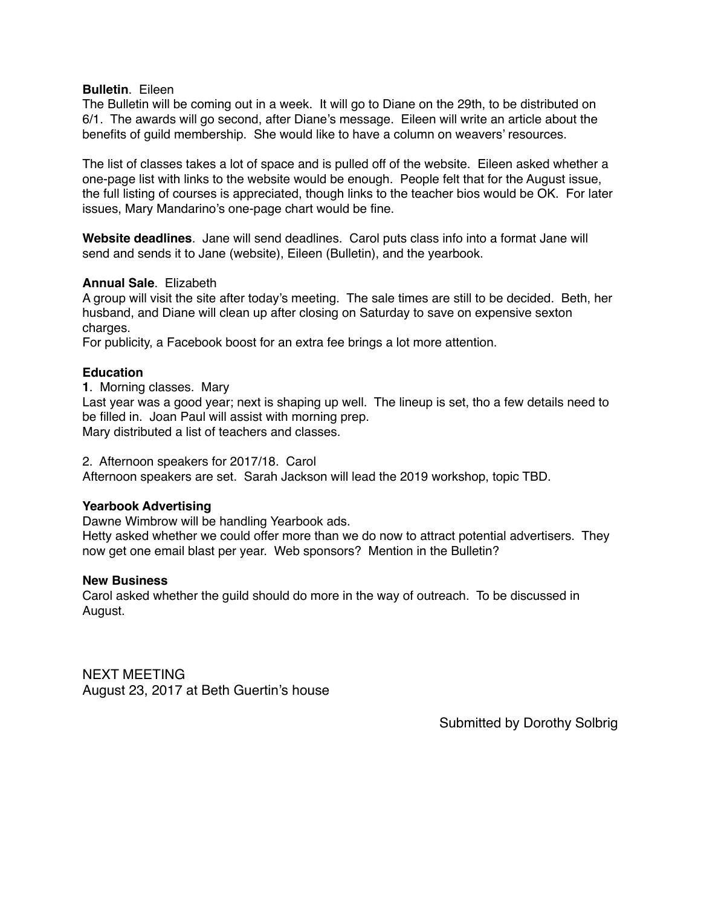**Bulletin**. Eileen
The Bulletin will be coming out in a week. It will go to Diane on the 29th, to be distributed on 6/1. The awards will go second, after Diane's message. Eileen will write an article about the benefits of guild membership. She would like to have a column on weavers' resources.

The list of classes takes a lot of space and is pulled off of the website. Eileen asked whether a one-page list with links to the website would be enough. People felt that for the August issue, the full listing of courses is appreciated, though links to the teacher bios would be OK. For later issues, Mary Mandarino's one-page chart would be fine.

**Website deadlines**. Jane will send deadlines. Carol puts class info into a format Jane will send and sends it to Jane (website), Eileen (Bulletin), and the yearbook.

**Annual Sale**. Elizabeth
A group will visit the site after today's meeting. The sale times are still to be decided. Beth, her husband, and Diane will clean up after closing on Saturday to save on expensive sexton charges.
For publicity, a Facebook boost for an extra fee brings a lot more attention.

**Education**
**1**. Morning classes. Mary
Last year was a good year; next is shaping up well. The lineup is set, tho a few details need to be filled in. Joan Paul will assist with morning prep.
Mary distributed a list of teachers and classes.

2. Afternoon speakers for 2017/18. Carol
Afternoon speakers are set. Sarah Jackson will lead the 2019 workshop, topic TBD.

**Yearbook Advertising**
Dawne Wimbrow will be handling Yearbook ads.
Hetty asked whether we could offer more than we do now to attract potential advertisers. They now get one email blast per year. Web sponsors? Mention in the Bulletin?

**New Business**
Carol asked whether the guild should do more in the way of outreach. To be discussed in August.

NEXT MEETING
August 23, 2017 at Beth Guertin's house

Submitted by Dorothy Solbrig